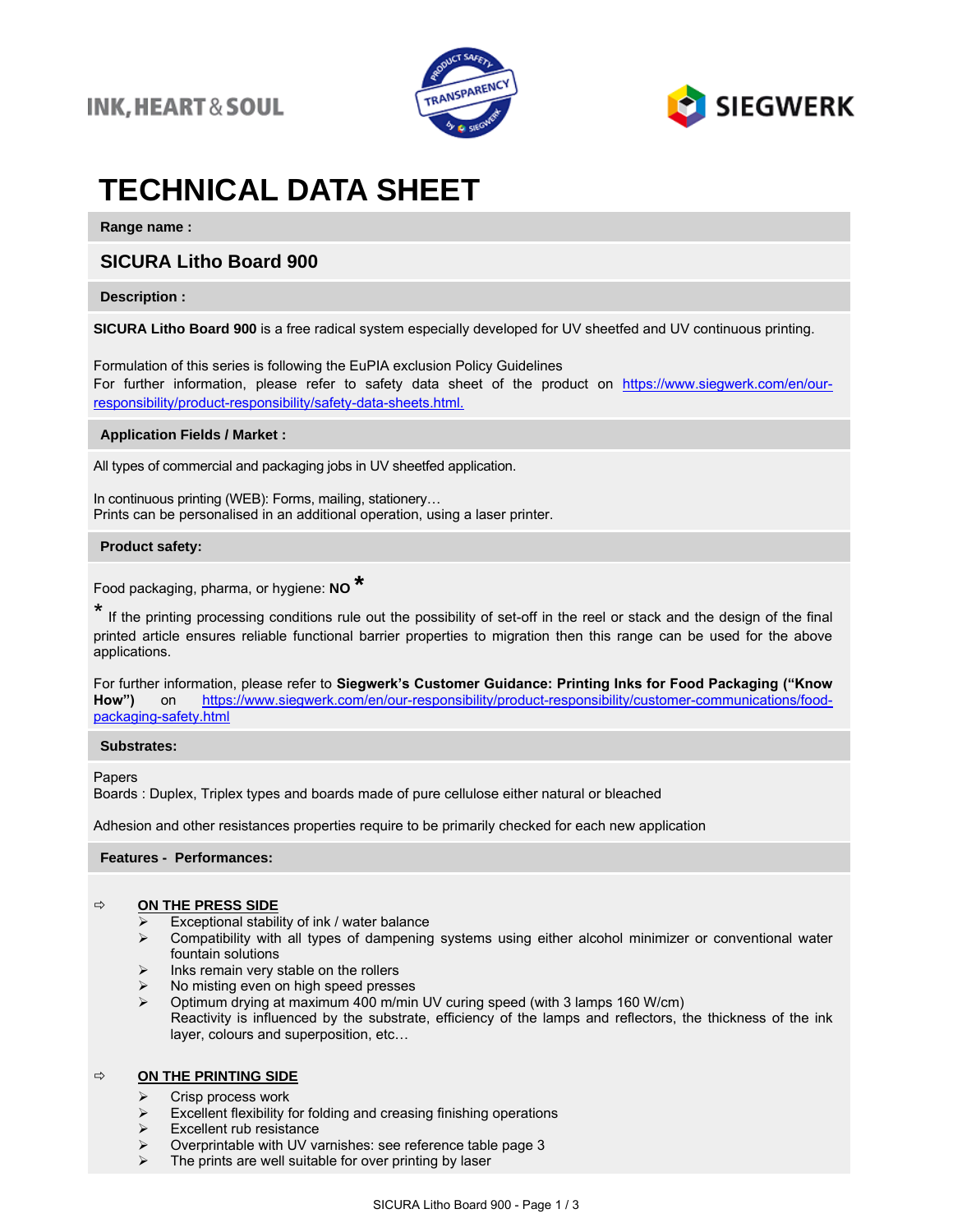# TECHNICAL DATA SHEET

**Range name :**

## SICURA Litho Board 900

**Description :**

**SICURA Litho Board 900** is a free radical system especially developed for UV sheetfed and UV continuous printing.

Formulation of this series is following the EuPIA exclusion Policy Guidelines
For further information, please refer to safety data sheet of the product on [https://www.siegwerk.com/en/our-responsibility/product-responsibility/safety-data-sheets.html.](https://www.siegwerk.com/en/our-responsibility/product-responsibility/safety-data-sheets.html)

**Application Fields / Market :**

All types of commercial and packaging jobs in UV sheetfed application.

In continuous printing (WEB): Forms, mailing, stationery…
Prints can be personalised in an additional operation, using a laser printer.

**Product safety:**

Food packaging, pharma, or hygiene: **NO** *

* If the printing processing conditions rule out the possibility of set-off in the reel or stack and the design of the final printed article ensures reliable functional barrier properties to migration then this range can be used for the above applications.

For further information, please refer to **Siegwerk's Customer Guidance: Printing Inks for Food Packaging ("Know How")** on [https://www.siegwerk.com/en/our-responsibility/product-responsibility/customer-communications/food-packaging-safety.html](https://www.siegwerk.com/en/our-responsibility/product-responsibility/customer-communications/food-packaging-safety.html)

**Substrates:**

Papers
Boards : Duplex, Triplex types and boards made of pure cellulose either natural or bleached

Adhesion and other resistances properties require to be primarily checked for each new application

**Features - Performances:**

⇨ **ON THE PRESS SIDE**

- Exceptional stability of ink / water balance
- Compatibility with all types of dampening systems using either alcohol minimizer or conventional water fountain solutions
- Inks remain very stable on the rollers
- No misting even on high speed presses
- Optimum drying at maximum 400 m/min UV curing speed (with 3 lamps 160 W/cm)
  Reactivity is influenced by the substrate, efficiency of the lamps and reflectors, the thickness of the ink layer, colours and superposition, etc…

⇨ **ON THE PRINTING SIDE**

- Crisp process work
- Excellent flexibility for folding and creasing finishing operations
- Excellent rub resistance
- Overprintable with UV varnishes: see reference table page 3
- The prints are well suitable for over printing by laser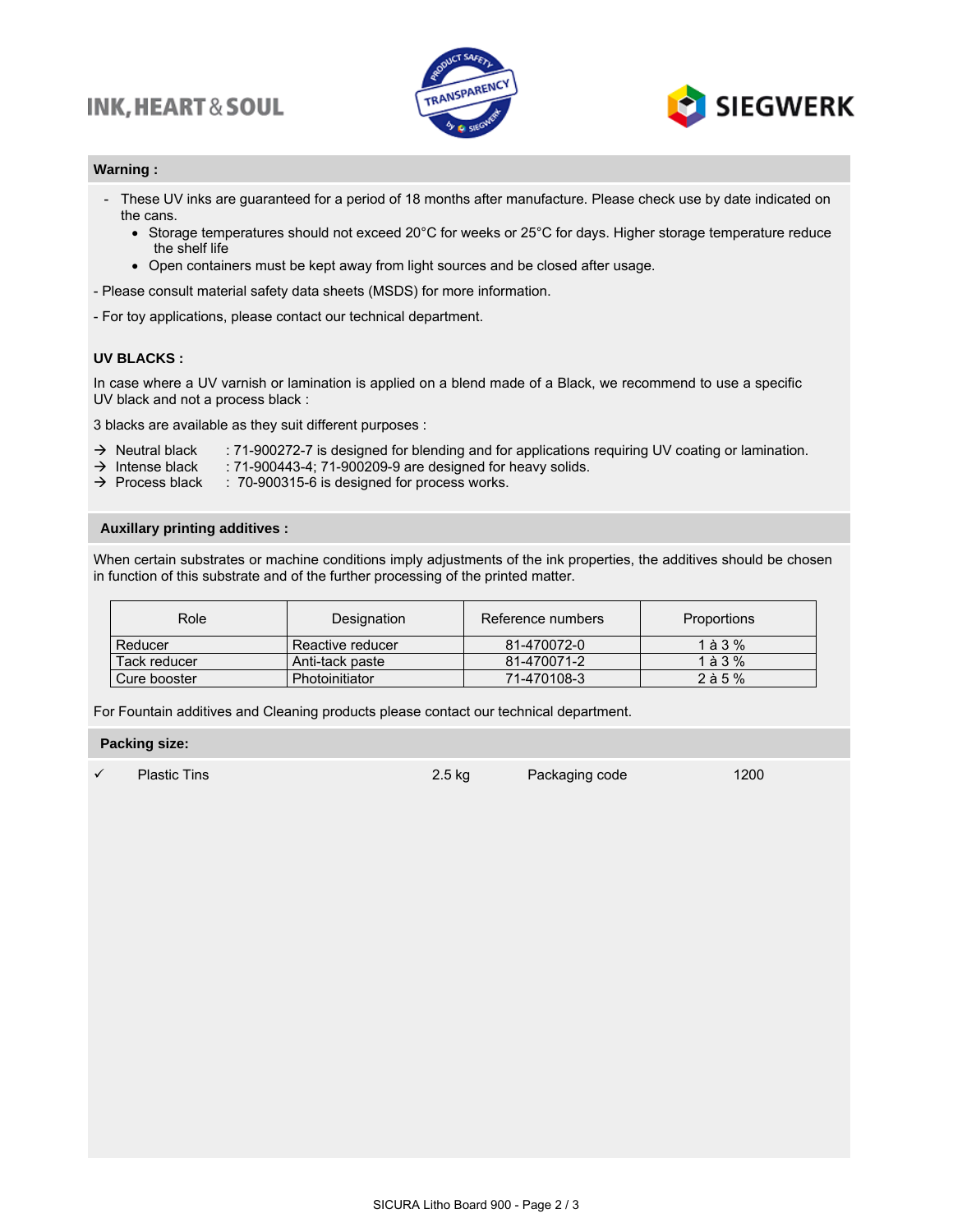## Warning :

- These UV inks are guaranteed for a period of 18 months after manufacture. Please check use by date indicated on the cans.
  - Storage temperatures should not exceed 20°C for weeks or 25°C for days. Higher storage temperature reduce the shelf life
  - Open containers must be kept away from light sources and be closed after usage.

- Please consult material safety data sheets (MSDS) for more information.

- For toy applications, please contact our technical department.

### UV BLACKS :

In case where a UV varnish or lamination is applied on a blend made of a Black, we recommend to use a specific UV black and not a process black :

3 blacks are available as they suit different purposes :

→ Neutral black : 71-900272-7 is designed for blending and for applications requiring UV coating or lamination.
→ Intense black : 71-900443-4; 71-900209-9 are designed for heavy solids.
→ Process black : 70-900315-6 is designed for process works.

## Auxillary printing additives :

When certain substrates or machine conditions imply adjustments of the ink properties, the additives should be chosen in function of this substrate and of the further processing of the printed matter.

| Role | Designation | Reference numbers | Proportions |
|---|---|---|---|
| Reducer | Reactive reducer | 81-470072-0 | 1 à 3 % |
| Tack reducer | Anti-tack paste | 81-470071-2 | 1 à 3 % |
| Cure booster | Photoinitiator | 71-470108-3 | 2 à 5 % |

For Fountain additives and Cleaning products please contact our technical department.

## Packing size:

✓ Plastic Tins 2.5 kg Packaging code 1200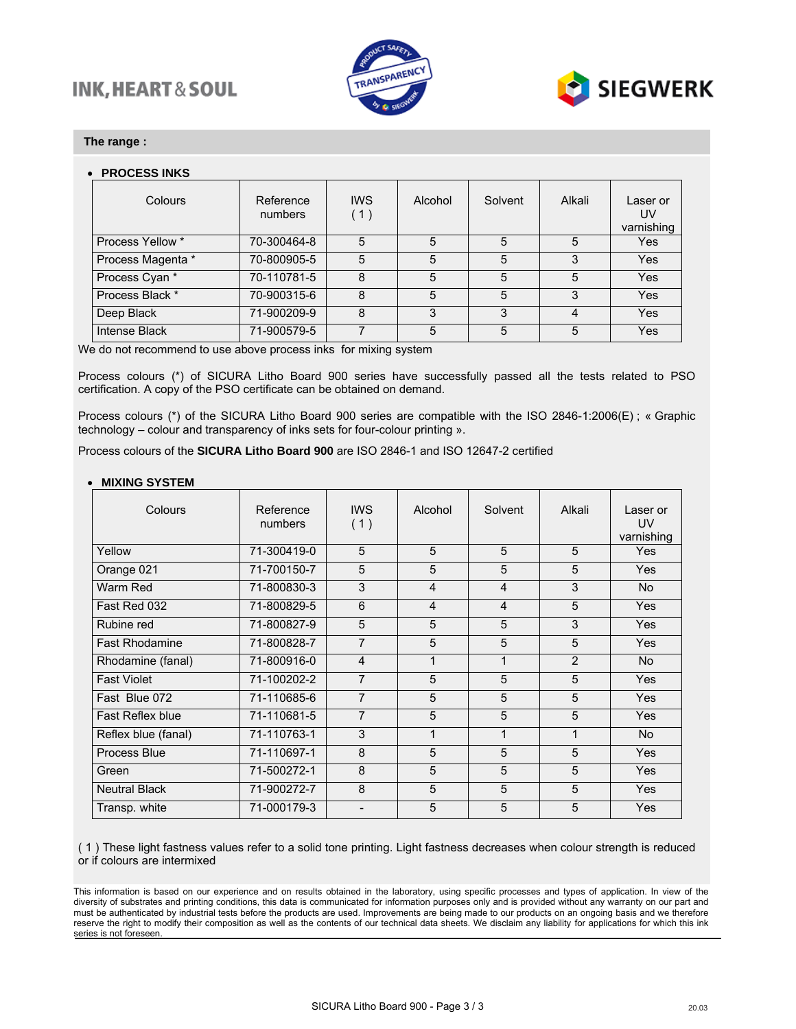## The range :

- **PROCESS INKS**

| Colours | Reference numbers | IWS ( 1 ) | Alcohol | Solvent | Alkali | Laser or UV varnishing |
|---|---|---|---|---|---|---|
| Process Yellow * | 70-300464-8 | 5 | 5 | 5 | 5 | Yes |
| Process Magenta * | 70-800905-5 | 5 | 5 | 5 | 3 | Yes |
| Process Cyan * | 70-110781-5 | 8 | 5 | 5 | 5 | Yes |
| Process Black * | 70-900315-6 | 8 | 5 | 5 | 3 | Yes |
| Deep Black | 71-900209-9 | 8 | 3 | 3 | 4 | Yes |
| Intense Black | 71-900579-5 | 7 | 5 | 5 | 5 | Yes |

We do not recommend to use above process inks for mixing system

Process colours (*) of SICURA Litho Board 900 series have successfully passed all the tests related to PSO certification. A copy of the PSO certificate can be obtained on demand.

Process colours (*) of the SICURA Litho Board 900 series are compatible with the ISO 2846-1:2006(E) ; « Graphic technology – colour and transparency of inks sets for four-colour printing ».

Process colours of the **SICURA Litho Board 900** are ISO 2846-1 and ISO 12647-2 certified

- **MIXING SYSTEM**

| Colours | Reference numbers | IWS ( 1 ) | Alcohol | Solvent | Alkali | Laser or UV varnishing |
|---|---|---|---|---|---|---|
| Yellow | 71-300419-0 | 5 | 5 | 5 | 5 | Yes |
| Orange 021 | 71-700150-7 | 5 | 5 | 5 | 5 | Yes |
| Warm Red | 71-800830-3 | 3 | 4 | 4 | 3 | No |
| Fast Red 032 | 71-800829-5 | 6 | 4 | 4 | 5 | Yes |
| Rubine red | 71-800827-9 | 5 | 5 | 5 | 3 | Yes |
| Fast Rhodamine | 71-800828-7 | 7 | 5 | 5 | 5 | Yes |
| Rhodamine (fanal) | 71-800916-0 | 4 | 1 | 1 | 2 | No |
| Fast Violet | 71-100202-2 | 7 | 5 | 5 | 5 | Yes |
| Fast Blue 072 | 71-110685-6 | 7 | 5 | 5 | 5 | Yes |
| Fast Reflex blue | 71-110681-5 | 7 | 5 | 5 | 5 | Yes |
| Reflex blue (fanal) | 71-110763-1 | 3 | 1 | 1 | 1 | No |
| Process Blue | 71-110697-1 | 8 | 5 | 5 | 5 | Yes |
| Green | 71-500272-1 | 8 | 5 | 5 | 5 | Yes |
| Neutral Black | 71-900272-7 | 8 | 5 | 5 | 5 | Yes |
| Transp. white | 71-000179-3 | - | 5 | 5 | 5 | Yes |

( 1 ) These light fastness values refer to a solid tone printing. Light fastness decreases when colour strength is reduced or if colours are intermixed

This information is based on our experience and on results obtained in the laboratory, using specific processes and types of application. In view of the diversity of substrates and printing conditions, this data is communicated for information purposes only and is provided without any warranty on our part and must be authenticated by industrial tests before the products are used. Improvements are being made to our products on an ongoing basis and we therefore reserve the right to modify their composition as well as the contents of our technical data sheets. We disclaim any liability for applications for which this ink series is not foreseen.